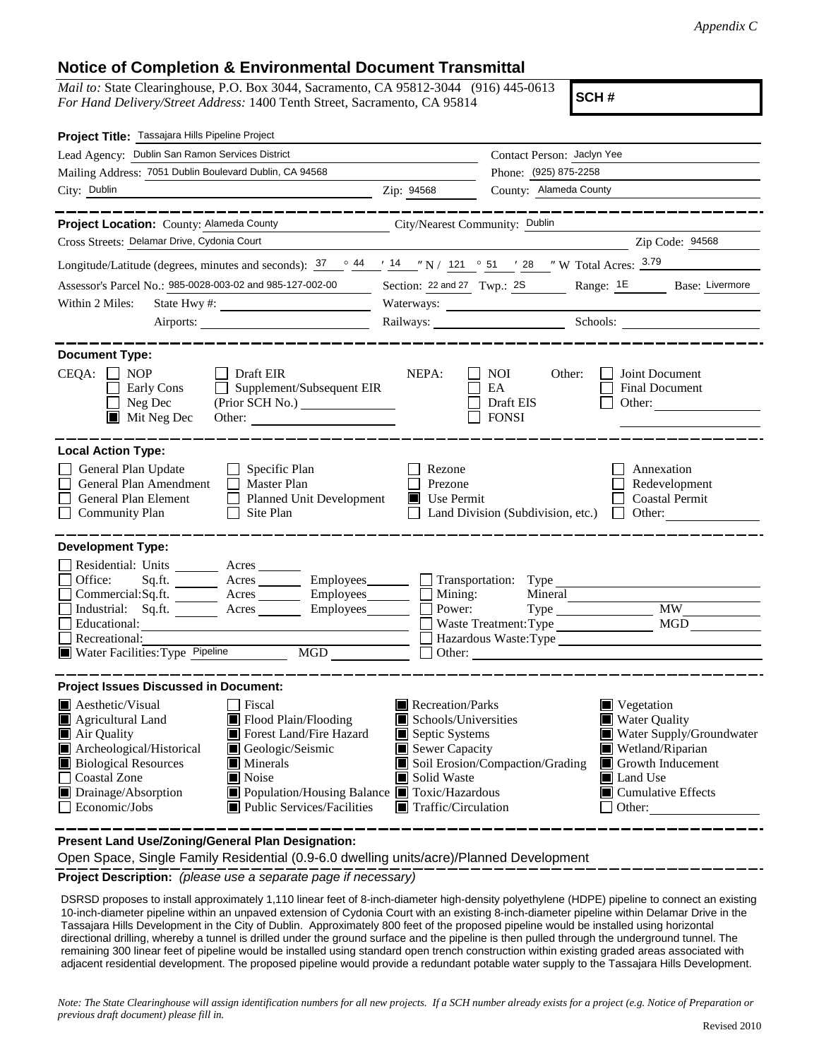*Appendix C*

## Notice of Completion & Environmental Document Transmittal

*Mail to:* State Clearinghouse, P.O. Box 3044, Sacramento, CA 95812-3044 (916) 445-0613
*For Hand Delivery/Street Address:* 1400 Tenth Street, Sacramento, CA 95814

**SCH #**

**Project Title:** Tassajara Hills Pipeline Project

Lead Agency: Dublin San Ramon Services District
Contact Person: Jaclyn Yee
Mailing Address: 7051 Dublin Boulevard Dublin, CA 94568
Phone: (925) 875-2258
City: Dublin
Zip: 94568
County: Alameda County

**Project Location:** County: Alameda County
City/Nearest Community: Dublin
Cross Streets: Delamar Drive, Cydonia Court
Zip Code: 94568
Longitude/Latitude (degrees, minutes and seconds): 37 ° 44 ′ 14 ″ N / 121 ° 51 ′ 28 ″ W Total Acres: 3.79
Assessor's Parcel No.: 985-0028-003-02 and 985-127-002-00
Section: 22 and 27 Twp.: 2S Range: 1E Base: Livermore
Within 2 Miles: State Hwy #: Waterways:
Airports: Railways: Schools:

**Document Type:**

CEQA: ☐ NOP ☐ Early Cons ☐ Neg Dec ■ Mit Neg Dec ☐ Draft EIR ☐ Supplement/Subsequent EIR (Prior SCH No.) Other:

NEPA: ☐ NOI ☐ EA ☐ Draft EIS ☐ FONSI

Other: ☐ Joint Document ☐ Final Document ☐ Other:

**Local Action Type:**

☐ General Plan Update ☐ General Plan Amendment ☐ General Plan Element ☐ Community Plan ☐ Specific Plan ☐ Master Plan ☐ Planned Unit Development ☐ Site Plan ☐ Rezone ☐ Prezone ■ Use Permit ☐ Land Division (Subdivision, etc.) ☐ Annexation ☐ Redevelopment ☐ Coastal Permit ☐ Other:

**Development Type:**

☐ Residential: Units Acres
☐ Office: Sq.ft. Acres Employees
☐ Commercial: Sq.ft. Acres Employees
☐ Industrial: Sq.ft. Acres Employees
☐ Educational:
☐ Recreational:
■ Water Facilities: Type Pipeline MGD
☐ Transportation: Type
☐ Mining: Mineral
☐ Power: Type MW
☐ Waste Treatment: Type MGD
☐ Hazardous Waste: Type
☐ Other:

**Project Issues Discussed in Document:**

■ Aesthetic/Visual
■ Agricultural Land
■ Air Quality
■ Archeological/Historical
■ Biological Resources
☐ Coastal Zone
■ Drainage/Absorption
☐ Economic/Jobs
☐ Fiscal
■ Flood Plain/Flooding
■ Forest Land/Fire Hazard
■ Geologic/Seismic
■ Minerals
■ Noise
■ Population/Housing Balance
■ Public Services/Facilities
■ Recreation/Parks
■ Schools/Universities
■ Septic Systems
■ Sewer Capacity
■ Soil Erosion/Compaction/Grading
■ Solid Waste
■ Toxic/Hazardous
■ Traffic/Circulation
■ Vegetation
■ Water Quality
■ Water Supply/Groundwater
■ Wetland/Riparian
■ Growth Inducement
■ Land Use
■ Cumulative Effects
☐ Other:

**Present Land Use/Zoning/General Plan Designation:**

Open Space, Single Family Residential (0.9-6.0 dwelling units/acre)/Planned Development

**Project Description:** *(please use a separate page if necessary)*

DSRSD proposes to install approximately 1,110 linear feet of 8-inch-diameter high-density polyethylene (HDPE) pipeline to connect an existing 10-inch-diameter pipeline within an unpaved extension of Cydonia Court with an existing 8-inch-diameter pipeline within Delamar Drive in the Tassajara Hills Development in the City of Dublin. Approximately 800 feet of the proposed pipeline would be installed using horizontal directional drilling, whereby a tunnel is drilled under the ground surface and the pipeline is then pulled through the underground tunnel. The remaining 300 linear feet of pipeline would be installed using standard open trench construction within existing graded areas associated with adjacent residential development. The proposed pipeline would provide a redundant potable water supply to the Tassajara Hills Development.

*Note: The State Clearinghouse will assign identification numbers for all new projects. If a SCH number already exists for a project (e.g. Notice of Preparation or previous draft document) please fill in.*

Revised 2010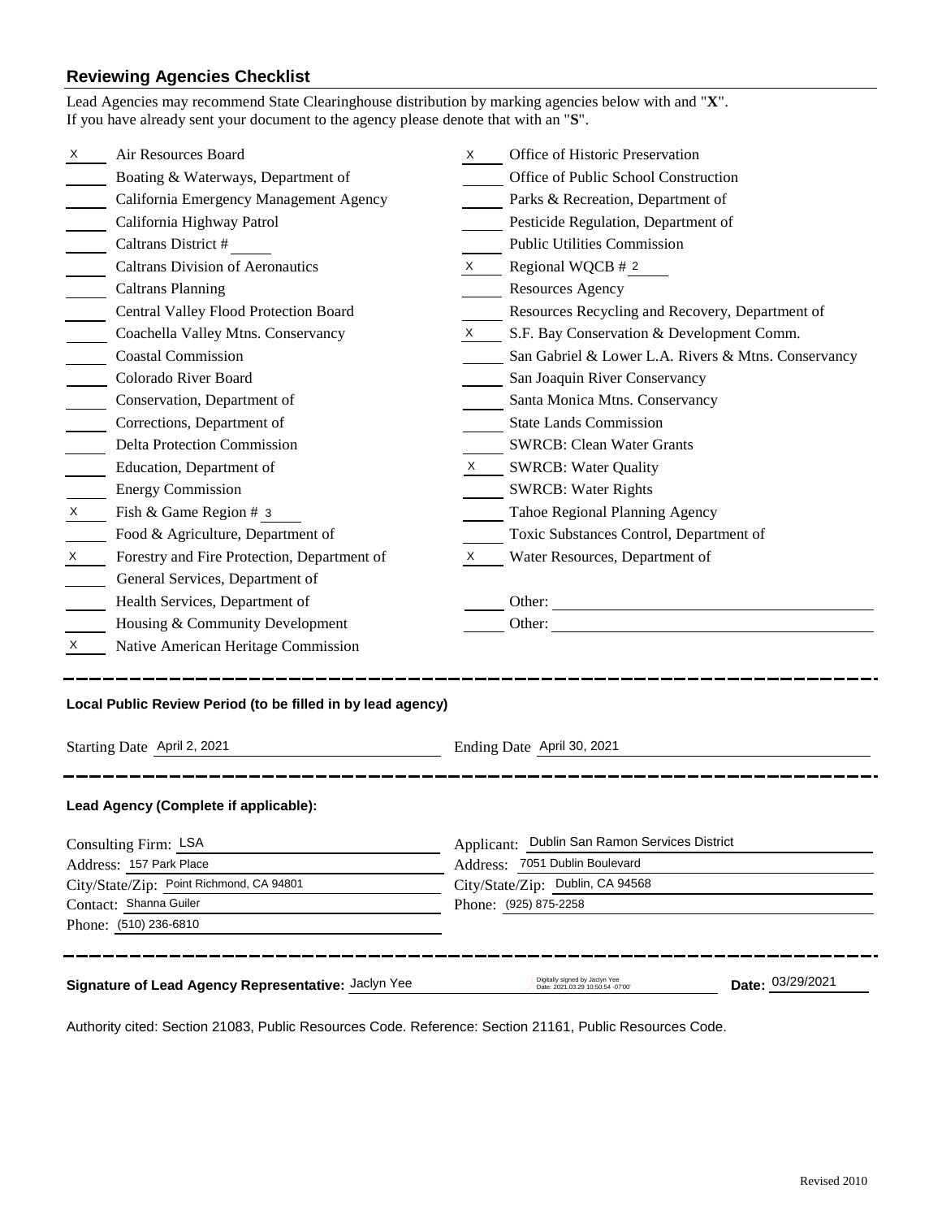## Reviewing Agencies Checklist

Lead Agencies may recommend State Clearinghouse distribution by marking agencies below with and "**X**".
If you have already sent your document to the agency please denote that with an "**S**".

| | | | |
|---|---|---|---|
| X | Air Resources Board | X | Office of Historic Preservation |
| | Boating & Waterways, Department of | | Office of Public School Construction |
| | California Emergency Management Agency | | Parks & Recreation, Department of |
| | California Highway Patrol | | Pesticide Regulation, Department of |
| | Caltrans District # | | Public Utilities Commission |
| | Caltrans Division of Aeronautics | X | Regional WQCB # 2 |
| | Caltrans Planning | | Resources Agency |
| | Central Valley Flood Protection Board | | Resources Recycling and Recovery, Department of |
| | Coachella Valley Mtns. Conservancy | X | S.F. Bay Conservation & Development Comm. |
| | Coastal Commission | | San Gabriel & Lower L.A. Rivers & Mtns. Conservancy |
| | Colorado River Board | | San Joaquin River Conservancy |
| | Conservation, Department of | | Santa Monica Mtns. Conservancy |
| | Corrections, Department of | | State Lands Commission |
| | Delta Protection Commission | | SWRCB: Clean Water Grants |
| | Education, Department of | X | SWRCB: Water Quality |
| | Energy Commission | | SWRCB: Water Rights |
| X | Fish & Game Region # 3 | | Tahoe Regional Planning Agency |
| | Food & Agriculture, Department of | | Toxic Substances Control, Department of |
| X | Forestry and Fire Protection, Department of | X | Water Resources, Department of |
| | General Services, Department of | | |
| | Health Services, Department of | | Other: |
| | Housing & Community Development | | Other: |
| X | Native American Heritage Commission | | |

**Local Public Review Period (to be filled in by lead agency)**

Starting Date April 2, 2021

Ending Date April 30, 2021

**Lead Agency (Complete if applicable):**

Consulting Firm: LSA
Address: 157 Park Place
City/State/Zip: Point Richmond, CA 94801
Contact: Shanna Guiler
Phone: (510) 236-6810

Applicant: Dublin San Ramon Services District
Address: 7051 Dublin Boulevard
City/State/Zip: Dublin, CA 94568
Phone: (925) 875-2258

**Signature of Lead Agency Representative:** Jaclyn Yee Digitally signed by Jaclyn Yee Date: 2021.03.29 10:50:54 -07'00'

**Date:** 03/29/2021

Authority cited: Section 21083, Public Resources Code. Reference: Section 21161, Public Resources Code.

Revised 2010